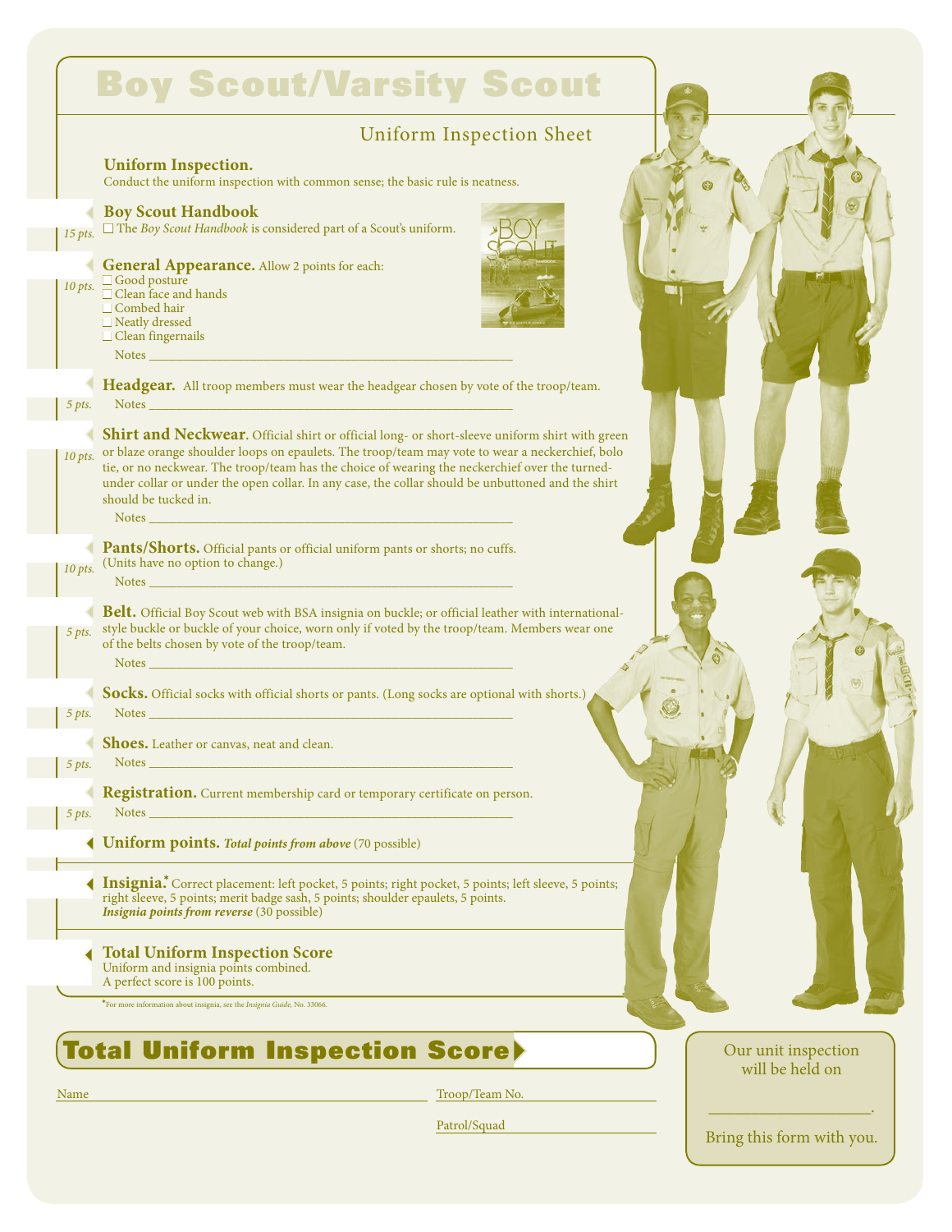# Boy Scout/Varsity Scout

## Uniform Inspection Sheet

**Uniform Inspection.**
Conduct the uniform inspection with common sense; the basic rule is neatness.

*15 pts.* **Boy Scout Handbook**
☐ The *Boy Scout Handbook* is considered part of a Scout's uniform.

*10 pts.* **General Appearance.** Allow 2 points for each:
- ☐ Good posture
- ☐ Clean face and hands
- ☐ Combed hair
- ☐ Neatly dressed
- ☐ Clean fingernails

Notes ______________________________

*5 pts.* **Headgear.** All troop members must wear the headgear chosen by vote of the troop/team.
Notes ______________________________

*10 pts.* **Shirt and Neckwear.** Official shirt or official long- or short-sleeve uniform shirt with green or blaze orange shoulder loops on epaulets. The troop/team may vote to wear a neckerchief, bolo tie, or no neckwear. The troop/team has the choice of wearing the neckerchief over the turned-under collar or under the open collar. In any case, the collar should be unbuttoned and the shirt should be tucked in.
Notes ______________________________

*10 pts.* **Pants/Shorts.** Official pants or official uniform pants or shorts; no cuffs. (Units have no option to change.)
Notes ______________________________

*5 pts.* **Belt.** Official Boy Scout web with BSA insignia on buckle; or official leather with international-style buckle or buckle of your choice, worn only if voted by the troop/team. Members wear one of the belts chosen by vote of the troop/team.
Notes ______________________________

*5 pts.* **Socks.** Official socks with official shorts or pants. (Long socks are optional with shorts.)
Notes ______________________________

*5 pts.* **Shoes.** Leather or canvas, neat and clean.
Notes ______________________________

*5 pts.* **Registration.** Current membership card or temporary certificate on person.
Notes ______________________________

**Uniform points.** ***Total points from above*** (70 possible)

**Insignia.*** Correct placement: left pocket, 5 points; right pocket, 5 points; left sleeve, 5 points; right sleeve, 5 points; merit badge sash, 5 points; shoulder epaulets, 5 points.
***Insignia points from reverse*** (30 possible)

**Total Uniform Inspection Score**
Uniform and insignia points combined.
A perfect score is 100 points.

*For more information about insignia, see the *Insignia Guide*, No. 33066.

## Total Uniform Inspection Score

Name ______________________________ Troop/Team No. ______________

Patrol/Squad ______________

Our unit inspection will be held on

______________________.

Bring this form with you.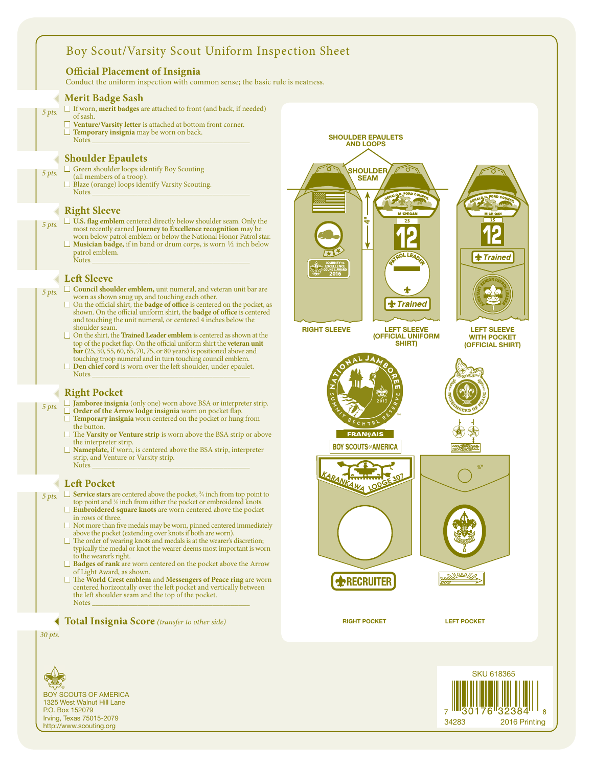# Boy Scout/Varsity Scout Uniform Inspection Sheet

## Official Placement of Insignia

Conduct the uniform inspection with common sense; the basic rule is neatness.

### Merit Badge Sash

*5 pts.*

- ☐ If worn, **merit badges** are attached to front (and back, if needed) of sash.
- ☐ **Venture/Varsity letter** is attached at bottom front corner.
- ☐ **Temporary insignia** may be worn on back.

Notes ________________________________________

### Shoulder Epaulets

*5 pts.*

- ☐ Green shoulder loops identify Boy Scouting (all members of a troop).
- ☐ Blaze (orange) loops identify Varsity Scouting.

Notes ________________________________________

### Right Sleeve

*5 pts.*

- ☐ **U.S. flag emblem** centered directly below shoulder seam. Only the most recently earned **Journey to Excellence recognition** may be worn below patrol emblem or below the National Honor Patrol star.
- ☐ **Musician badge,** if in band or drum corps, is worn ½ inch below patrol emblem.

Notes ________________________________________

### Left Sleeve

*5 pts.*

- ☐ **Council shoulder emblem,** unit numeral, and veteran unit bar are worn as shown snug up, and touching each other.
- ☐ On the official shirt, the **badge of office** is centered on the pocket, as shown. On the official uniform shirt, the **badge of office** is centered and touching the unit numeral, or centered 4 inches below the shoulder seam.
- ☐ On the shirt, the **Trained Leader emblem** is centered as shown at the top of the pocket flap. On the official uniform shirt the **veteran unit bar** (25, 50, 55, 60, 65, 70, 75, or 80 years) is positioned above and touching troop numeral and in turn touching council emblem.
- ☐ **Den chief cord** is worn over the left shoulder, under epaulet.

Notes ________________________________________

### Right Pocket

*5 pts.*

- ☐ **Jamboree insignia** (only one) worn above BSA or interpreter strip.
- ☐ **Order of the Arrow lodge insignia** worn on pocket flap.
- ☐ **Temporary insignia** worn centered on the pocket or hung from the button.
- ☐ The **Varsity or Venture strip** is worn above the BSA strip or above the interpreter strip.
- ☐ **Nameplate,** if worn, is centered above the BSA strip, interpreter strip, and Venture or Varsity strip.

Notes ________________________________________

### Left Pocket

*5 pts.*

- ☐ **Service stars** are centered above the pocket, ¾ inch from top point to top point and ⅜ inch from either the pocket or embroidered knots.
- ☐ **Embroidered square knots** are worn centered above the pocket in rows of three.
- ☐ Not more than five medals may be worn, pinned centered immediately above the pocket (extending over knots if both are worn).
- ☐ The order of wearing knots and medals is at the wearer's discretion; typically the medal or knot the wearer deems most important is worn to the wearer's right.
- ☐ **Badges of rank** are worn centered on the pocket above the Arrow of Light Award, as shown.
- ☐ The **World Crest emblem** and **Messengers of Peace ring** are worn centered horizontally over the left pocket and vertically between the left shoulder seam and the top of the pocket.

Notes ________________________________________

### Total Insignia Score *(transfer to other side)*

*30 pts.*

SHOULDER EPAULETS AND LOOPS

SHOULDER SEAM

4"

GERALD R. FORD COUNCIL MICHIGAN 25 12

PATROL LEADER

Trained

JOURNEY to EXCELLENCE COUNCIL AWARD 2016

ASSISTANT SENIOR PATROL LEADER

RIGHT SLEEVE

LEFT SLEEVE (OFFICIAL UNIFORM SHIRT)

LEFT SLEEVE WITH POCKET (OFFICIAL SHIRT)

NATIONAL JAMBOREE SUMMIT BECHTEL RESERVE 2013

MESSENGERS OF PEACE

FRANÇAIS

BOY SCOUTS of AMERICA

KARANKAWA LODGE 307

¾"

RECRUITER

RIGHT POCKET

LEFT POCKET

BOY SCOUTS OF AMERICA
1325 West Walnut Hill Lane
P.O. Box 152079
Irving, Texas 75015-2079
http://www.scouting.org

SKU 618365

34283 — 2016 Printing